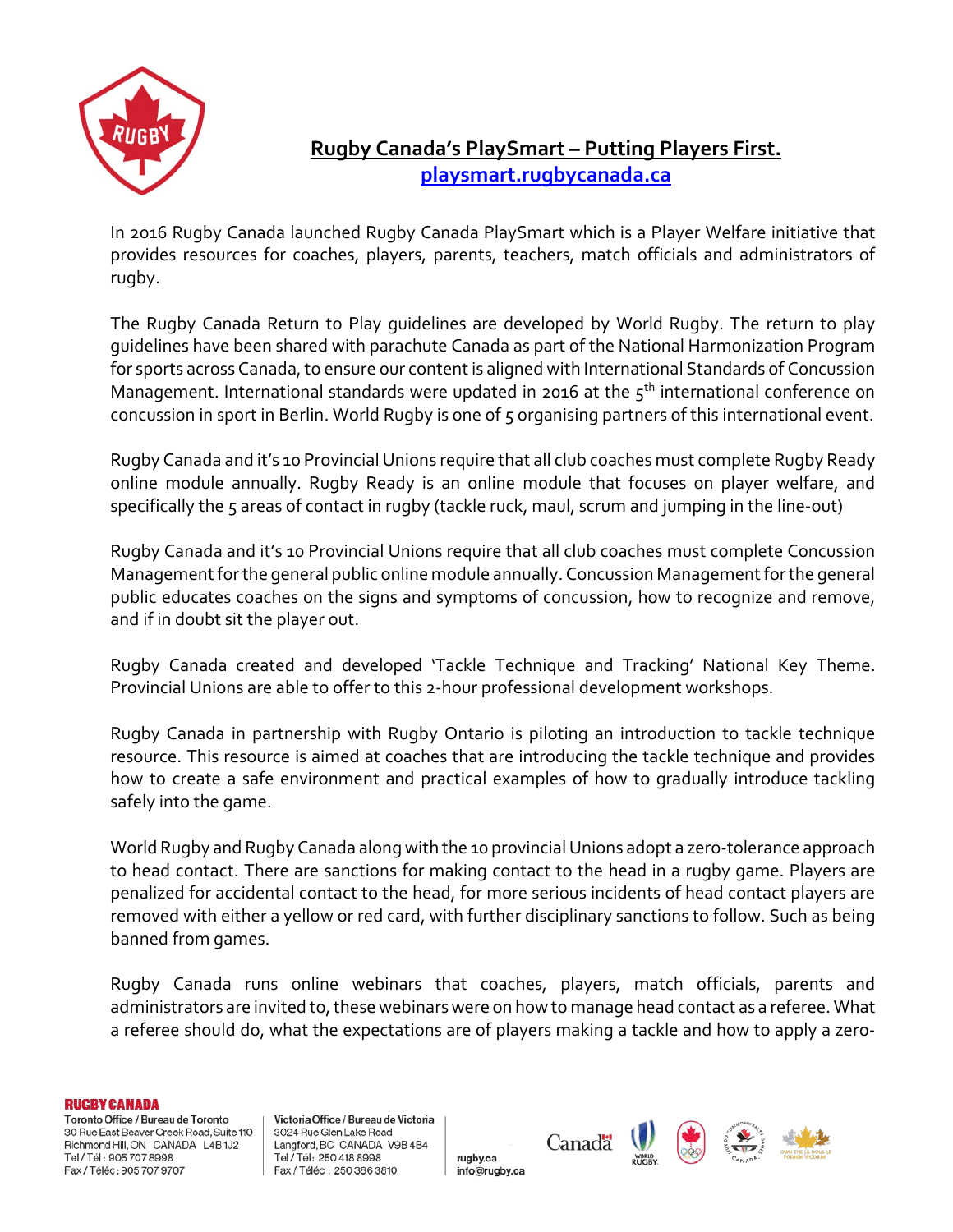# Rugby Canada's PlaySmart – Putting Players First.

playsmart.rugbycanada.ca

In 2016 Rugby Canada launched Rugby Canada PlaySmart which is a Player Welfare initiative that provides resources for coaches, players, parents, teachers, match officials and administrators of rugby.

The Rugby Canada Return to Play guidelines are developed by World Rugby. The return to play guidelines have been shared with parachute Canada as part of the National Harmonization Program for sports across Canada, to ensure our content is aligned with International Standards of Concussion Management. International standards were updated in 2016 at the 5th international conference on concussion in sport in Berlin. World Rugby is one of 5 organising partners of this international event.

Rugby Canada and it's 10 Provincial Unions require that all club coaches must complete Rugby Ready online module annually. Rugby Ready is an online module that focuses on player welfare, and specifically the 5 areas of contact in rugby (tackle ruck, maul, scrum and jumping in the line-out)

Rugby Canada and it's 10 Provincial Unions require that all club coaches must complete Concussion Management for the general public online module annually. Concussion Management for the general public educates coaches on the signs and symptoms of concussion, how to recognize and remove, and if in doubt sit the player out.

Rugby Canada created and developed 'Tackle Technique and Tracking' National Key Theme. Provincial Unions are able to offer to this 2-hour professional development workshops.

Rugby Canada in partnership with Rugby Ontario is piloting an introduction to tackle technique resource. This resource is aimed at coaches that are introducing the tackle technique and provides how to create a safe environment and practical examples of how to gradually introduce tackling safely into the game.

World Rugby and Rugby Canada along with the 10 provincial Unions adopt a zero-tolerance approach to head contact. There are sanctions for making contact to the head in a rugby game. Players are penalized for accidental contact to the head, for more serious incidents of head contact players are removed with either a yellow or red card, with further disciplinary sanctions to follow. Such as being banned from games.

Rugby Canada runs online webinars that coaches, players, match officials, parents and administrators are invited to, these webinars were on how to manage head contact as a referee. What a referee should do, what the expectations are of players making a tackle and how to apply a zero-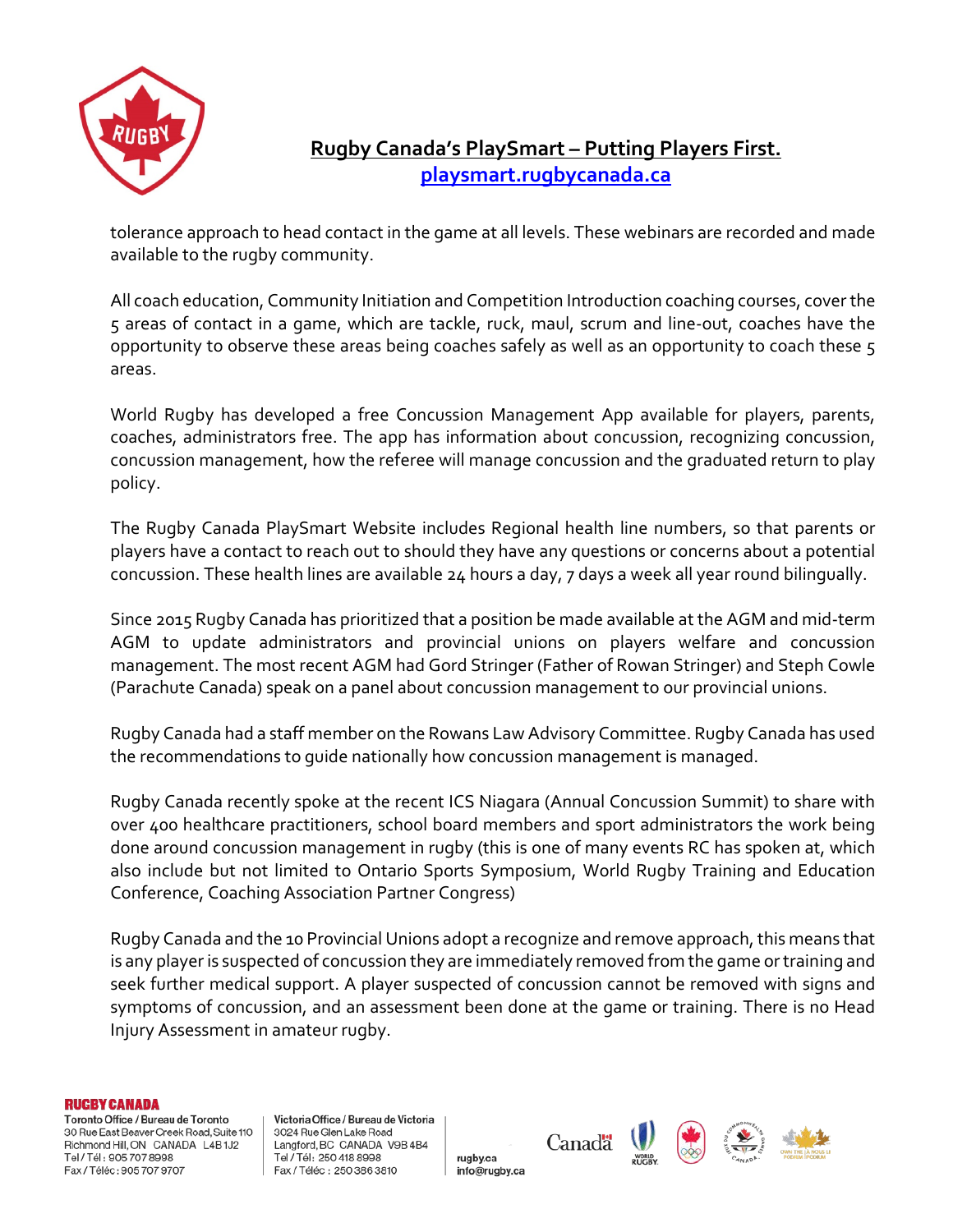tolerance approach to head contact in the game at all levels. These webinars are recorded and made available to the rugby community.

All coach education, Community Initiation and Competition Introduction coaching courses, cover the 5 areas of contact in a game, which are tackle, ruck, maul, scrum and line-out, coaches have the opportunity to observe these areas being coaches safely as well as an opportunity to coach these 5 areas.

World Rugby has developed a free Concussion Management App available for players, parents, coaches, administrators free. The app has information about concussion, recognizing concussion, concussion management, how the referee will manage concussion and the graduated return to play policy.

The Rugby Canada PlaySmart Website includes Regional health line numbers, so that parents or players have a contact to reach out to should they have any questions or concerns about a potential concussion. These health lines are available 24 hours a day, 7 days a week all year round bilingually.

Since 2015 Rugby Canada has prioritized that a position be made available at the AGM and mid-term AGM to update administrators and provincial unions on players welfare and concussion management. The most recent AGM had Gord Stringer (Father of Rowan Stringer) and Steph Cowle (Parachute Canada) speak on a panel about concussion management to our provincial unions.

Rugby Canada had a staff member on the Rowans Law Advisory Committee. Rugby Canada has used the recommendations to guide nationally how concussion management is managed.

Rugby Canada recently spoke at the recent ICS Niagara (Annual Concussion Summit) to share with over 400 healthcare practitioners, school board members and sport administrators the work being done around concussion management in rugby (this is one of many events RC has spoken at, which also include but not limited to Ontario Sports Symposium, World Rugby Training and Education Conference, Coaching Association Partner Congress)

Rugby Canada and the 10 Provincial Unions adopt a recognize and remove approach, this means that is any player is suspected of concussion they are immediately removed from the game or training and seek further medical support. A player suspected of concussion cannot be removed with signs and symptoms of concussion, and an assessment been done at the game or training. There is no Head Injury Assessment in amateur rugby.